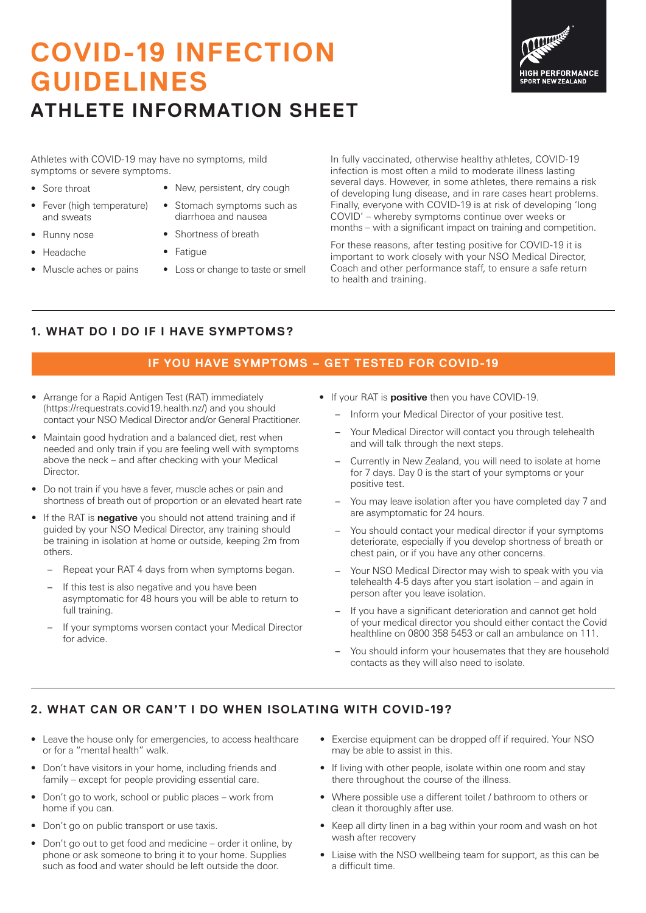# COVID-19 INFECTION GUIDELINES

## ATHLETE INFORMATION SHEET

HIGH PERFORMANCE SPORT NEW ZEALAND

Athletes with COVID-19 may have no symptoms, mild symptoms or severe symptoms.

- Sore throat
- Fever (high temperature) and sweats
- Runny nose
- Headache
- Muscle aches or pains
- New, persistent, dry cough
- Stomach symptoms such as diarrhoea and nausea
- Shortness of breath
- Fatigue
- Loss or change to taste or smell

In fully vaccinated, otherwise healthy athletes, COVID-19 infection is most often a mild to moderate illness lasting several days. However, in some athletes, there remains a risk of developing lung disease, and in rare cases heart problems. Finally, everyone with COVID-19 is at risk of developing 'long COVID' – whereby symptoms continue over weeks or months – with a significant impact on training and competition.

For these reasons, after testing positive for COVID-19 it is important to work closely with your NSO Medical Director, Coach and other performance staff, to ensure a safe return to health and training.

## 1. WHAT DO I DO IF I HAVE SYMPTOMS?

**IF YOU HAVE SYMPTOMS – GET TESTED FOR COVID-19**

- Arrange for a Rapid Antigen Test (RAT) immediately (https://requestrats.covid19.health.nz/) and you should contact your NSO Medical Director and/or General Practitioner.
- Maintain good hydration and a balanced diet, rest when needed and only train if you are feeling well with symptoms above the neck – and after checking with your Medical Director.
- Do not train if you have a fever, muscle aches or pain and shortness of breath out of proportion or an elevated heart rate
- If the RAT is **negative** you should not attend training and if guided by your NSO Medical Director, any training should be training in isolation at home or outside, keeping 2m from others.
  - Repeat your RAT 4 days from when symptoms began.
  - If this test is also negative and you have been asymptomatic for 48 hours you will be able to return to full training.
  - If your symptoms worsen contact your Medical Director for advice.
- If your RAT is **positive** then you have COVID-19.
  - Inform your Medical Director of your positive test.
  - Your Medical Director will contact you through telehealth and will talk through the next steps.
  - Currently in New Zealand, you will need to isolate at home for 7 days. Day 0 is the start of your symptoms or your positive test.
  - You may leave isolation after you have completed day 7 and are asymptomatic for 24 hours.
  - You should contact your medical director if your symptoms deteriorate, especially if you develop shortness of breath or chest pain, or if you have any other concerns.
  - Your NSO Medical Director may wish to speak with you via telehealth 4-5 days after you start isolation – and again in person after you leave isolation.
  - If you have a significant deterioration and cannot get hold of your medical director you should either contact the Covid healthline on 0800 358 5453 or call an ambulance on 111.
  - You should inform your housemates that they are household contacts as they will also need to isolate.

## 2. WHAT CAN OR CAN'T I DO WHEN ISOLATING WITH COVID-19?

- Leave the house only for emergencies, to access healthcare or for a "mental health" walk.
- Don't have visitors in your home, including friends and family – except for people providing essential care.
- Don't go to work, school or public places – work from home if you can.
- Don't go on public transport or use taxis.
- Don't go out to get food and medicine – order it online, by phone or ask someone to bring it to your home. Supplies such as food and water should be left outside the door.
- Exercise equipment can be dropped off if required. Your NSO may be able to assist in this.
- If living with other people, isolate within one room and stay there throughout the course of the illness.
- Where possible use a different toilet / bathroom to others or clean it thoroughly after use.
- Keep all dirty linen in a bag within your room and wash on hot wash after recovery
- Liaise with the NSO wellbeing team for support, as this can be a difficult time.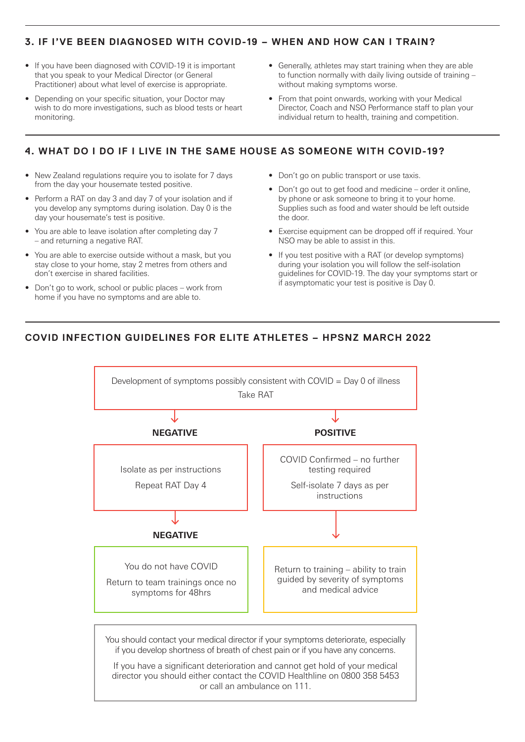## 3. IF I'VE BEEN DIAGNOSED WITH COVID-19 – WHEN AND HOW CAN I TRAIN?

- If you have been diagnosed with COVID-19 it is important that you speak to your Medical Director (or General Practitioner) about what level of exercise is appropriate.
- Depending on your specific situation, your Doctor may wish to do more investigations, such as blood tests or heart monitoring.
- Generally, athletes may start training when they are able to function normally with daily living outside of training – without making symptoms worse.
- From that point onwards, working with your Medical Director, Coach and NSO Performance staff to plan your individual return to health, training and competition.

## 4. WHAT DO I DO IF I LIVE IN THE SAME HOUSE AS SOMEONE WITH COVID-19?

- New Zealand regulations require you to isolate for 7 days from the day your housemate tested positive.
- Perform a RAT on day 3 and day 7 of your isolation and if you develop any symptoms during isolation. Day 0 is the day your housemate's test is positive.
- You are able to leave isolation after completing day 7 – and returning a negative RAT.
- You are able to exercise outside without a mask, but you stay close to your home, stay 2 metres from others and don't exercise in shared facilities.
- Don't go to work, school or public places – work from home if you have no symptoms and are able to.
- Don't go on public transport or use taxis.
- Don't go out to get food and medicine – order it online, by phone or ask someone to bring it to your home. Supplies such as food and water should be left outside the door.
- Exercise equipment can be dropped off if required. Your NSO may be able to assist in this.
- If you test positive with a RAT (or develop symptoms) during your isolation you will follow the self-isolation guidelines for COVID-19. The day your symptoms start or if asymptomatic your test is positive is Day 0.

## COVID INFECTION GUIDELINES FOR ELITE ATHLETES – HPSNZ MARCH 2022

Development of symptoms possibly consistent with COVID = Day 0 of illness

Take RAT

**NEGATIVE**

Isolate as per instructions

Repeat RAT Day 4

**NEGATIVE**

You do not have COVID

Return to team trainings once no symptoms for 48hrs

**POSITIVE**

COVID Confirmed – no further testing required

Self-isolate 7 days as per instructions

Return to training – ability to train guided by severity of symptoms and medical advice

You should contact your medical director if your symptoms deteriorate, especially if you develop shortness of breath of chest pain or if you have any concerns.

If you have a significant deterioration and cannot get hold of your medical director you should either contact the COVID Healthline on 0800 358 5453 or call an ambulance on 111.